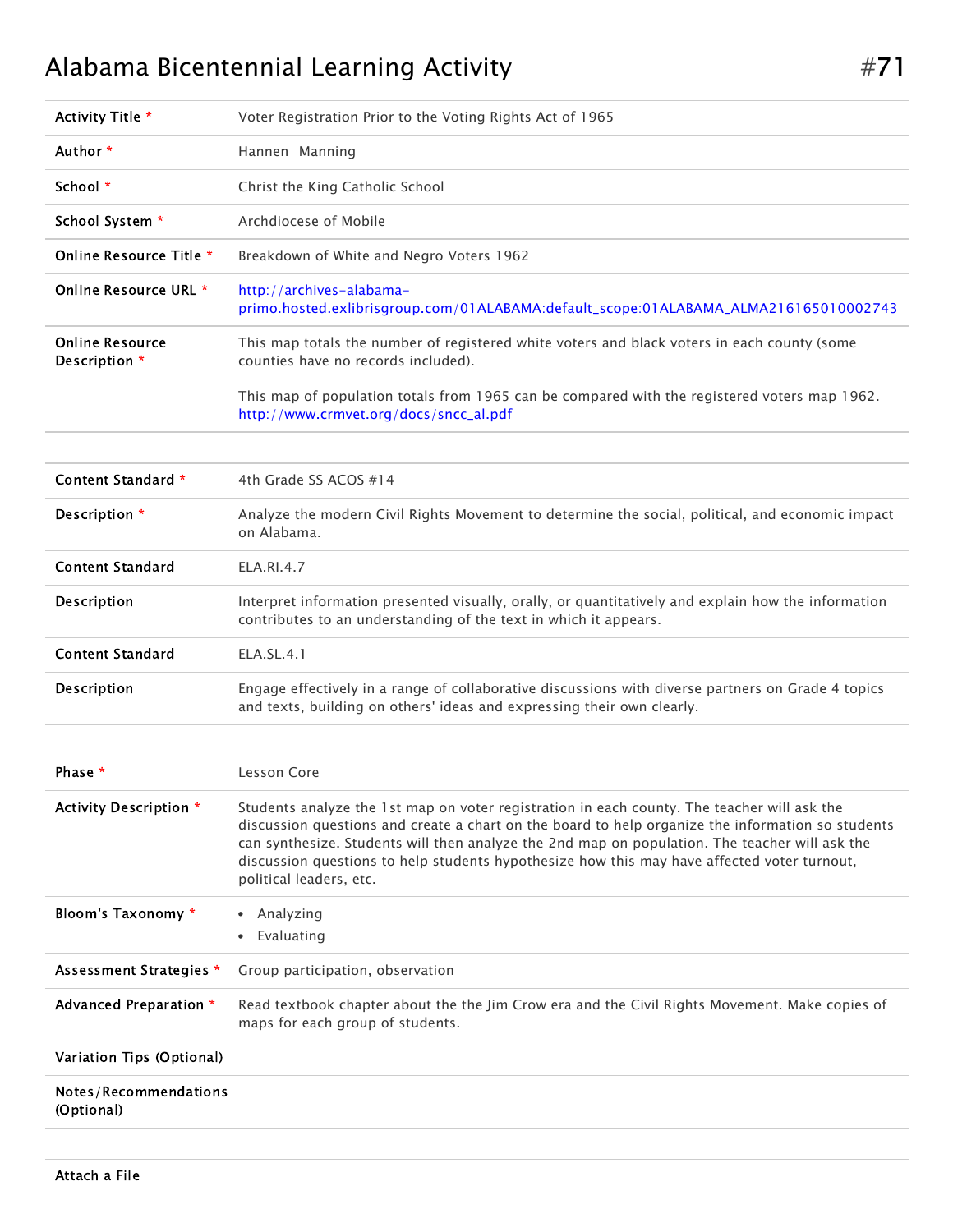# Alabama Bicentennial Learning Activity

#71

| | |
|---|---|
| **Activity Title** * | Voter Registration Prior to the Voting Rights Act of 1965 |
| **Author** * | Hannen Manning |
| **School** * | Christ the King Catholic School |
| **School System** * | Archdiocese of Mobile |
| **Online Resource Title** * | Breakdown of White and Negro Voters 1962 |
| **Online Resource URL** * | http://archives-alabama-primo.hosted.exlibrisgroup.com/01ALABAMA:default_scope:01ALABAMA_ALMA21616501000 2743 |
| **Online Resource Description** * | This map totals the number of registered white voters and black voters in each county (some counties have no records included).<br><br>This map of population totals from 1965 can be compared with the registered voters map 1962. http://www.crmvet.org/docs/sncc_al.pdf |

| | |
|---|---|
| **Content Standard** * | 4th Grade SS ACOS #14 |
| **Description** * | Analyze the modern Civil Rights Movement to determine the social, political, and economic impact on Alabama. |
| **Content Standard** | ELA.RI.4.7 |
| **Description** | Interpret information presented visually, orally, or quantitatively and explain how the information contributes to an understanding of the text in which it appears. |
| **Content Standard** | ELA.SL.4.1 |
| **Description** | Engage effectively in a range of collaborative discussions with diverse partners on Grade 4 topics and texts, building on others' ideas and expressing their own clearly. |

| | |
|---|---|
| **Phase** * | Lesson Core |
| **Activity Description** * | Students analyze the 1st map on voter registration in each county. The teacher will ask the discussion questions and create a chart on the board to help organize the information so students can synthesize. Students will then analyze the 2nd map on population. The teacher will ask the discussion questions to help students hypothesize how this may have affected voter turnout, political leaders, etc. |
| **Bloom's Taxonomy** * | • Analyzing<br>• Evaluating |
| **Assessment Strategies** * | Group participation, observation |
| **Advanced Preparation** * | Read textbook chapter about the the Jim Crow era and the Civil Rights Movement. Make copies of maps for each group of students. |
| **Variation Tips (Optional)** | |
| **Notes/Recommendations (Optional)** | |

**Attach a File**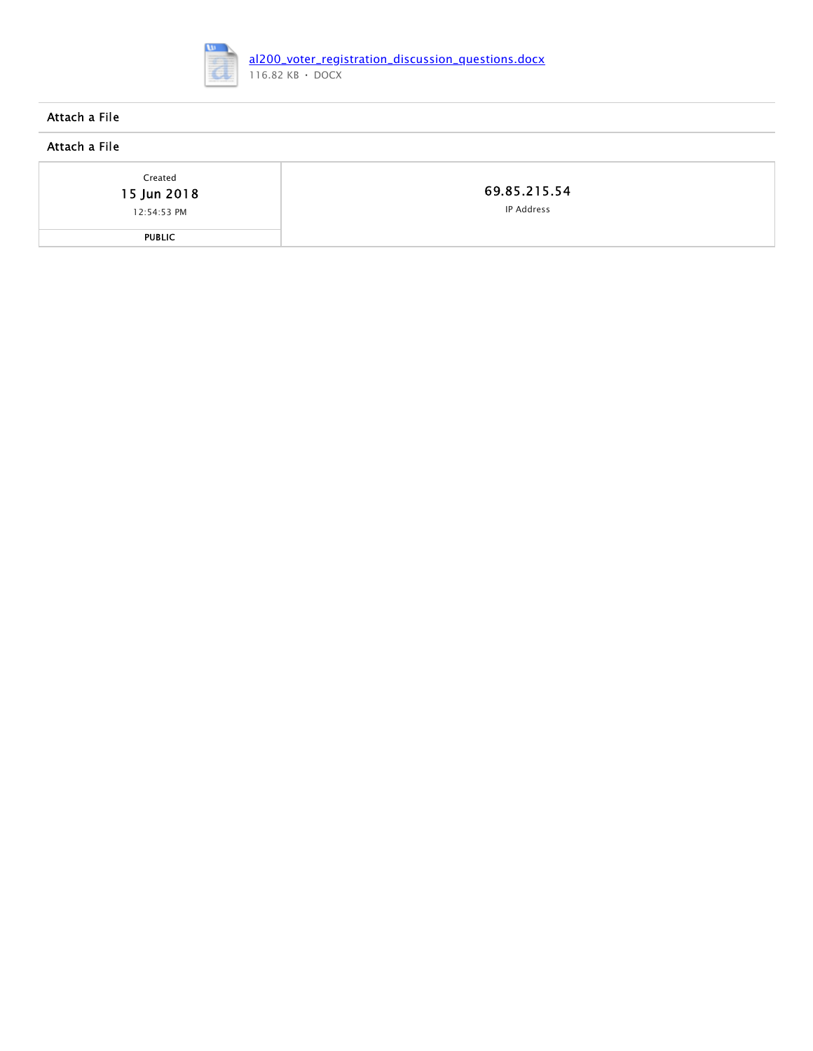[al200_voter_registration_discussion_questions.docx](al200_voter_registration_discussion_questions.docx)

116.82 KB · DOCX

Attach a File

Attach a File

| Created<br>15 Jun 2018<br>12:54:53 PM | 69.85.215.54<br>IP Address |
| --- | --- |
| PUBLIC | |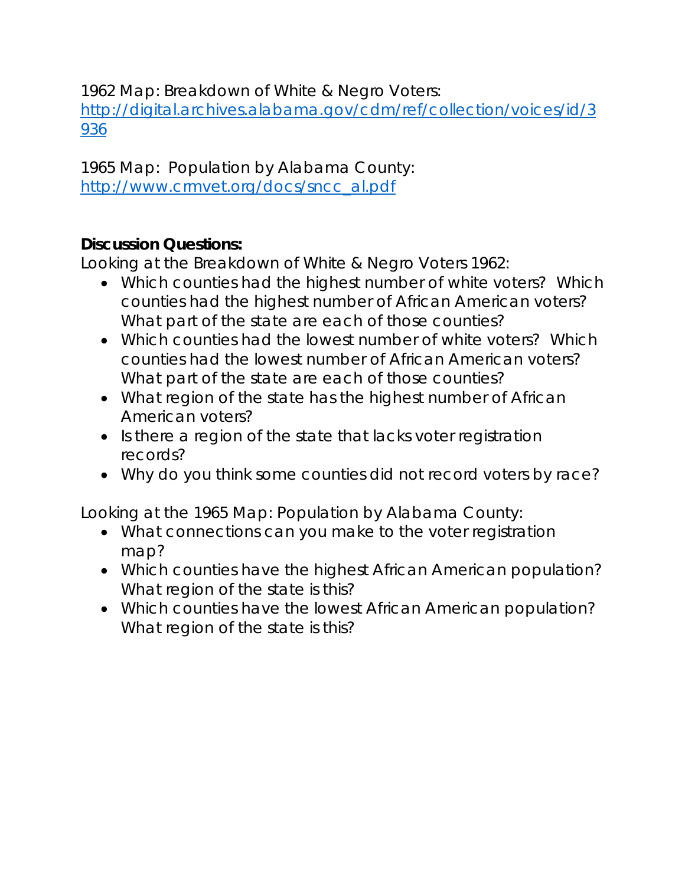1962 Map: Breakdown of White & Negro Voters: [http://digital.archives.alabama.gov/cdm/ref/collection/voices/id/3936](http://digital.archives.alabama.gov/cdm/ref/collection/voices/id/3936)

1965 Map: Population by Alabama County: [http://www.crmvet.org/docs/sncc_al.pdf](http://www.crmvet.org/docs/sncc_al.pdf)

**Discussion Questions:**

Looking at the Breakdown of White & Negro Voters 1962:

- Which counties had the highest number of white voters? Which counties had the highest number of African American voters? What part of the state are each of those counties?
- Which counties had the lowest number of white voters? Which counties had the lowest number of African American voters? What part of the state are each of those counties?
- What region of the state has the highest number of African American voters?
- Is there a region of the state that lacks voter registration records?
- Why do you think some counties did not record voters by race?

Looking at the 1965 Map: Population by Alabama County:

- What connections can you make to the voter registration map?
- Which counties have the highest African American population? What region of the state is this?
- Which counties have the lowest African American population? What region of the state is this?